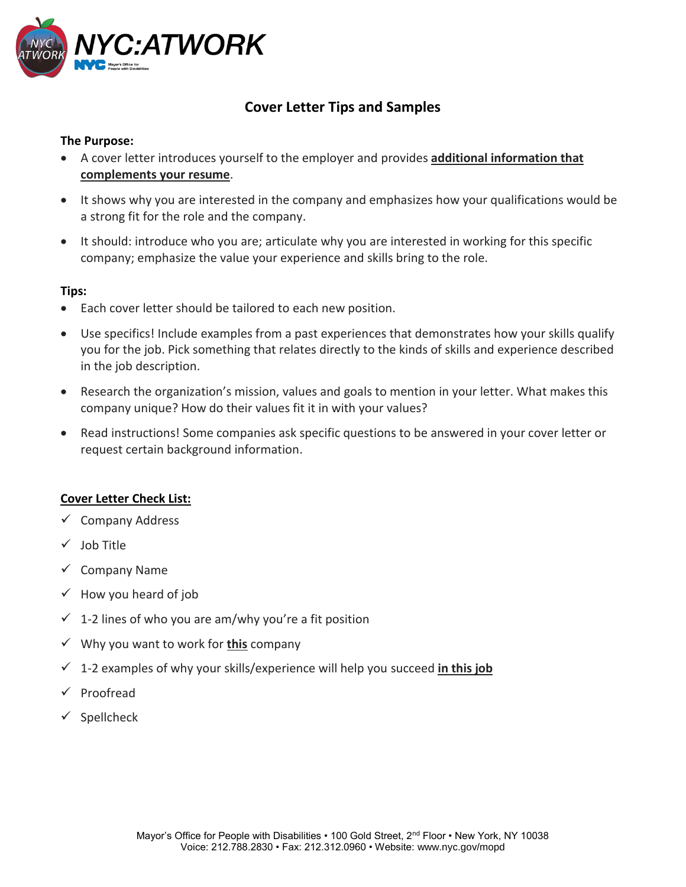# NYC:ATWORK

## Cover Letter Tips and Samples

**The Purpose:**

- A cover letter introduces yourself to the employer and provides **additional information that complements your resume**.
- It shows why you are interested in the company and emphasizes how your qualifications would be a strong fit for the role and the company.
- It should: introduce who you are; articulate why you are interested in working for this specific company; emphasize the value your experience and skills bring to the role.

**Tips:**

- Each cover letter should be tailored to each new position.
- Use specifics! Include examples from a past experiences that demonstrates how your skills qualify you for the job. Pick something that relates directly to the kinds of skills and experience described in the job description.
- Research the organization's mission, values and goals to mention in your letter. What makes this company unique? How do their values fit it in with your values?
- Read instructions! Some companies ask specific questions to be answered in your cover letter or request certain background information.

**Cover Letter Check List:**

- ✓ Company Address
- ✓ Job Title
- ✓ Company Name
- ✓ How you heard of job
- ✓ 1-2 lines of who you are am/why you're a fit position
- ✓ Why you want to work for **this** company
- ✓ 1-2 examples of why your skills/experience will help you succeed **in this job**
- ✓ Proofread
- ✓ Spellcheck

Mayor's Office for People with Disabilities • 100 Gold Street, 2nd Floor • New York, NY 10038
Voice: 212.788.2830 • Fax: 212.312.0960 • Website: www.nyc.gov/mopd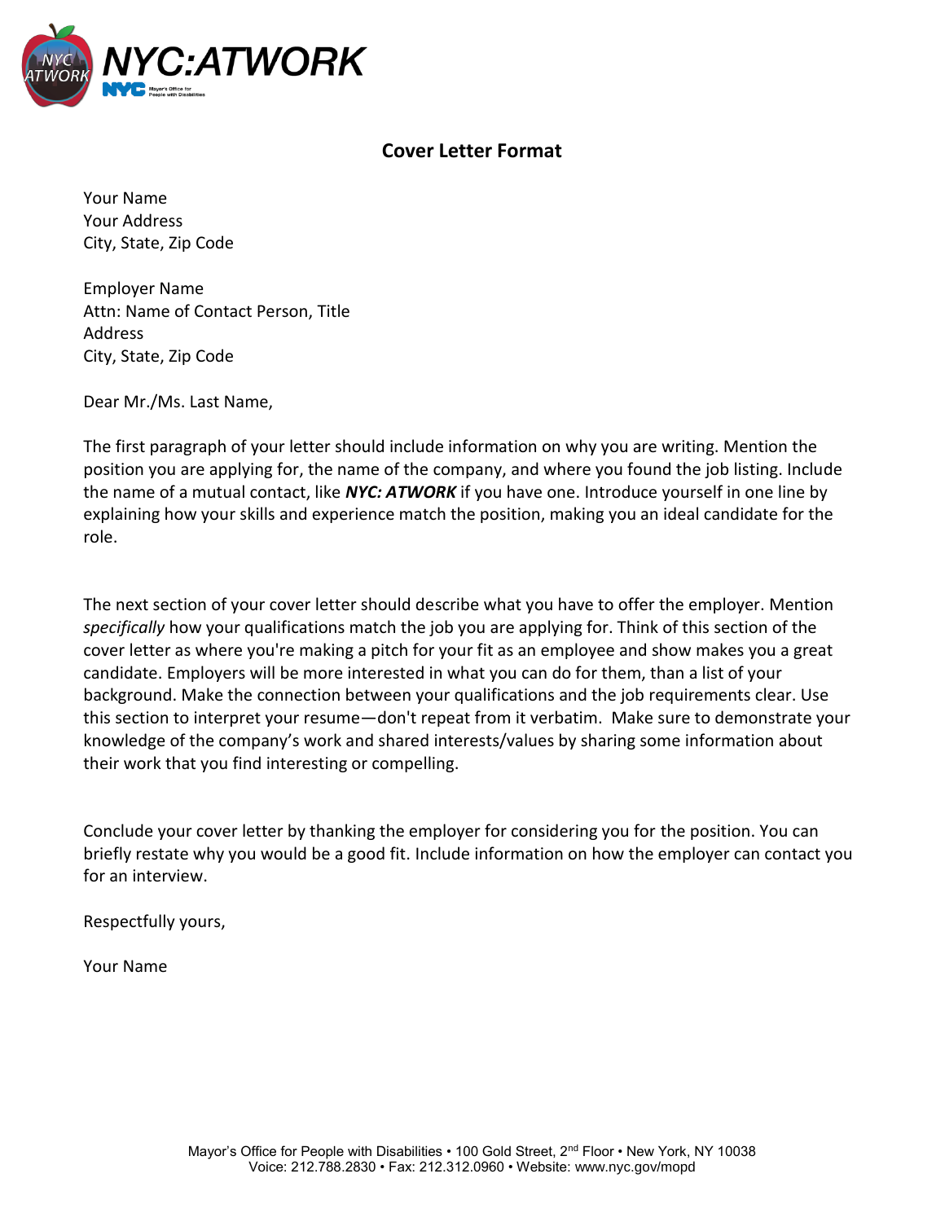## Cover Letter Format

Your Name
Your Address
City, State, Zip Code

Employer Name
Attn: Name of Contact Person, Title
Address
City, State, Zip Code

Dear Mr./Ms. Last Name,

The first paragraph of your letter should include information on why you are writing. Mention the position you are applying for, the name of the company, and where you found the job listing. Include the name of a mutual contact, like ***NYC: ATWORK*** if you have one. Introduce yourself in one line by explaining how your skills and experience match the position, making you an ideal candidate for the role.

The next section of your cover letter should describe what you have to offer the employer. Mention *specifically* how your qualifications match the job you are applying for. Think of this section of the cover letter as where you're making a pitch for your fit as an employee and show makes you a great candidate. Employers will be more interested in what you can do for them, than a list of your background. Make the connection between your qualifications and the job requirements clear. Use this section to interpret your resume—don't repeat from it verbatim. Make sure to demonstrate your knowledge of the company's work and shared interests/values by sharing some information about their work that you find interesting or compelling.

Conclude your cover letter by thanking the employer for considering you for the position. You can briefly restate why you would be a good fit. Include information on how the employer can contact you for an interview.

Respectfully yours,

Your Name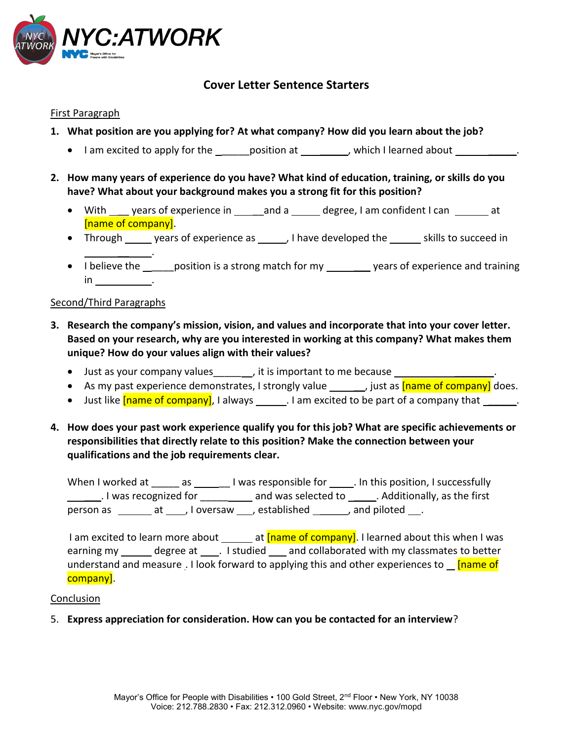NYC:ATWORK

# Cover Letter Sentence Starters

First Paragraph

1. **What position are you applying for? At what company? How did you learn about the job?**
   - I am excited to apply for the ______position at _________, which I learned about ____________.

2. **How many years of experience do you have? What kind of education, training, or skills do you have? What about your background makes you a strong fit for this position?**
   - With ____ years of experience in _____and a _____ degree, I am confident I can _______ at [name of company].
   - Through _____ years of experience as _____, I have developed the ______ skills to succeed in __________.
   - I believe the ______position is a strong match for my ________ years of experience and training in ___________.

Second/Third Paragraphs

3. **Research the company's mission, vision, and values and incorporate that into your cover letter. Based on your research, why are you interested in working at this company? What makes them unique? How do your values align with their values?**
   - Just as your company values_______, it is important to me because __________________.
   - As my past experience demonstrates, I strongly value _______, just as [name of company] does.
   - Just like [name of company], I always ______. I am excited to be part of a company that ______.

4. **How does your past work experience qualify you for this job? What are specific achievements or responsibilities that directly relate to this position? Make the connection between your qualifications and the job requirements clear.**

When I worked at _____ as _______ I was responsible for _____. In this position, I successfully ______. I was recognized for __________ and was selected to _____. Additionally, as the first person as _______ at ____, I oversaw ___, established ______, and piloted ___.

I am excited to learn more about ______ at [name of company]. I learned about this when I was earning my ______ degree at ____. I studied ___ and collaborated with my classmates to better understand and measure . I look forward to applying this and other experiences to __ [name of company].

Conclusion

5. **Express appreciation for consideration. How can you be contacted for an interview**?

Mayor's Office for People with Disabilities • 100 Gold Street, 2nd Floor • New York, NY 10038
Voice: 212.788.2830 • Fax: 212.312.0960 • Website: www.nyc.gov/mopd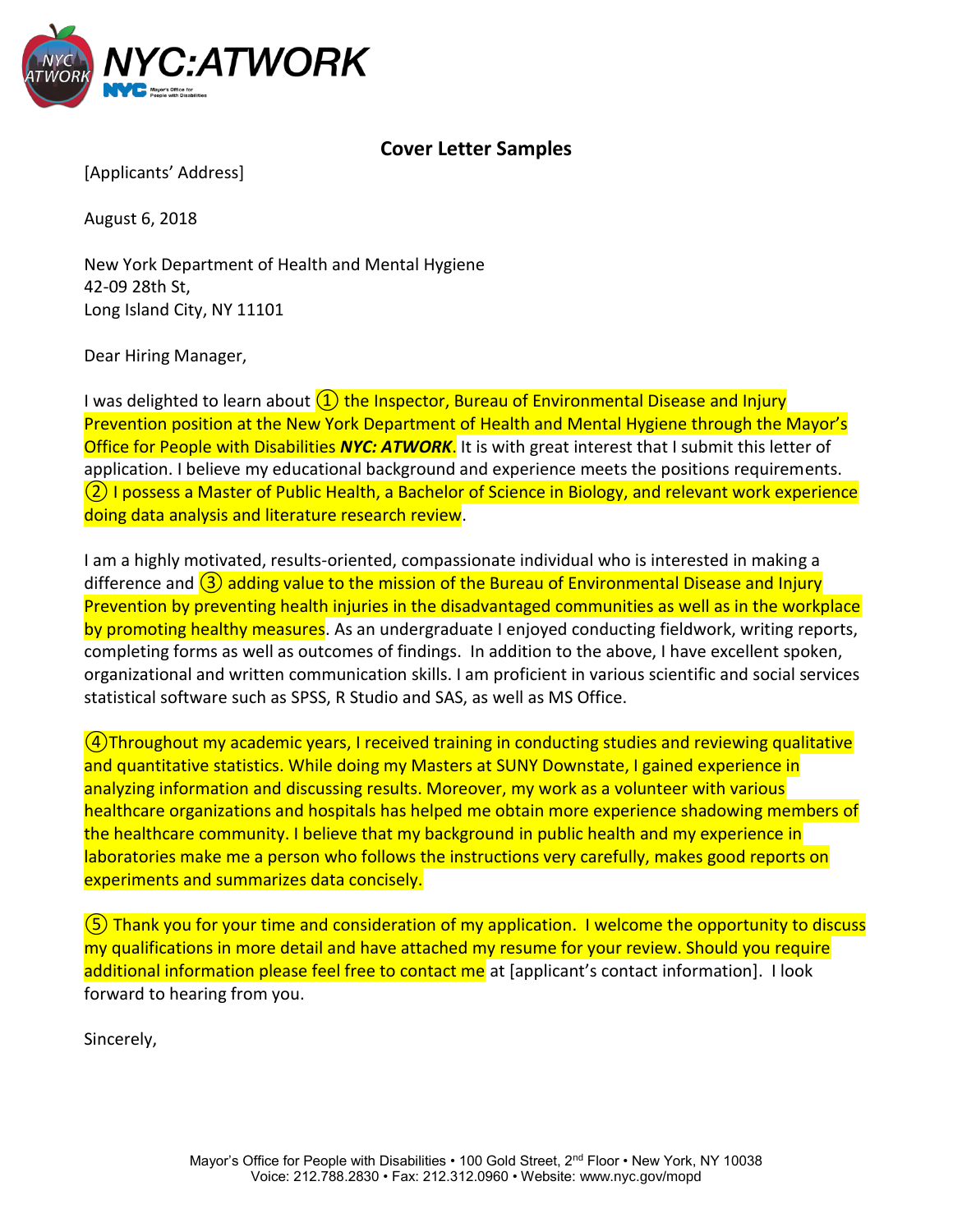NYC:ATWORK

## Cover Letter Samples

[Applicants' Address]

August 6, 2018

New York Department of Health and Mental Hygiene
42-09 28th St,
Long Island City, NY 11101

Dear Hiring Manager,

I was delighted to learn about ① the Inspector, Bureau of Environmental Disease and Injury Prevention position at the New York Department of Health and Mental Hygiene through the Mayor's Office for People with Disabilities ***NYC: ATWORK***. It is with great interest that I submit this letter of application. I believe my educational background and experience meets the positions requirements. ② I possess a Master of Public Health, a Bachelor of Science in Biology, and relevant work experience doing data analysis and literature research review.

I am a highly motivated, results-oriented, compassionate individual who is interested in making a difference and ③ adding value to the mission of the Bureau of Environmental Disease and Injury Prevention by preventing health injuries in the disadvantaged communities as well as in the workplace by promoting healthy measures. As an undergraduate I enjoyed conducting fieldwork, writing reports, completing forms as well as outcomes of findings. In addition to the above, I have excellent spoken, organizational and written communication skills. I am proficient in various scientific and social services statistical software such as SPSS, R Studio and SAS, as well as MS Office.

④Throughout my academic years, I received training in conducting studies and reviewing qualitative and quantitative statistics. While doing my Masters at SUNY Downstate, I gained experience in analyzing information and discussing results. Moreover, my work as a volunteer with various healthcare organizations and hospitals has helped me obtain more experience shadowing members of the healthcare community. I believe that my background in public health and my experience in laboratories make me a person who follows the instructions very carefully, makes good reports on experiments and summarizes data concisely.

⑤ Thank you for your time and consideration of my application. I welcome the opportunity to discuss my qualifications in more detail and have attached my resume for your review. Should you require additional information please feel free to contact me at [applicant's contact information]. I look forward to hearing from you.

Sincerely,

Mayor's Office for People with Disabilities • 100 Gold Street, 2nd Floor • New York, NY 10038
Voice: 212.788.2830 • Fax: 212.312.0960 • Website: www.nyc.gov/mopd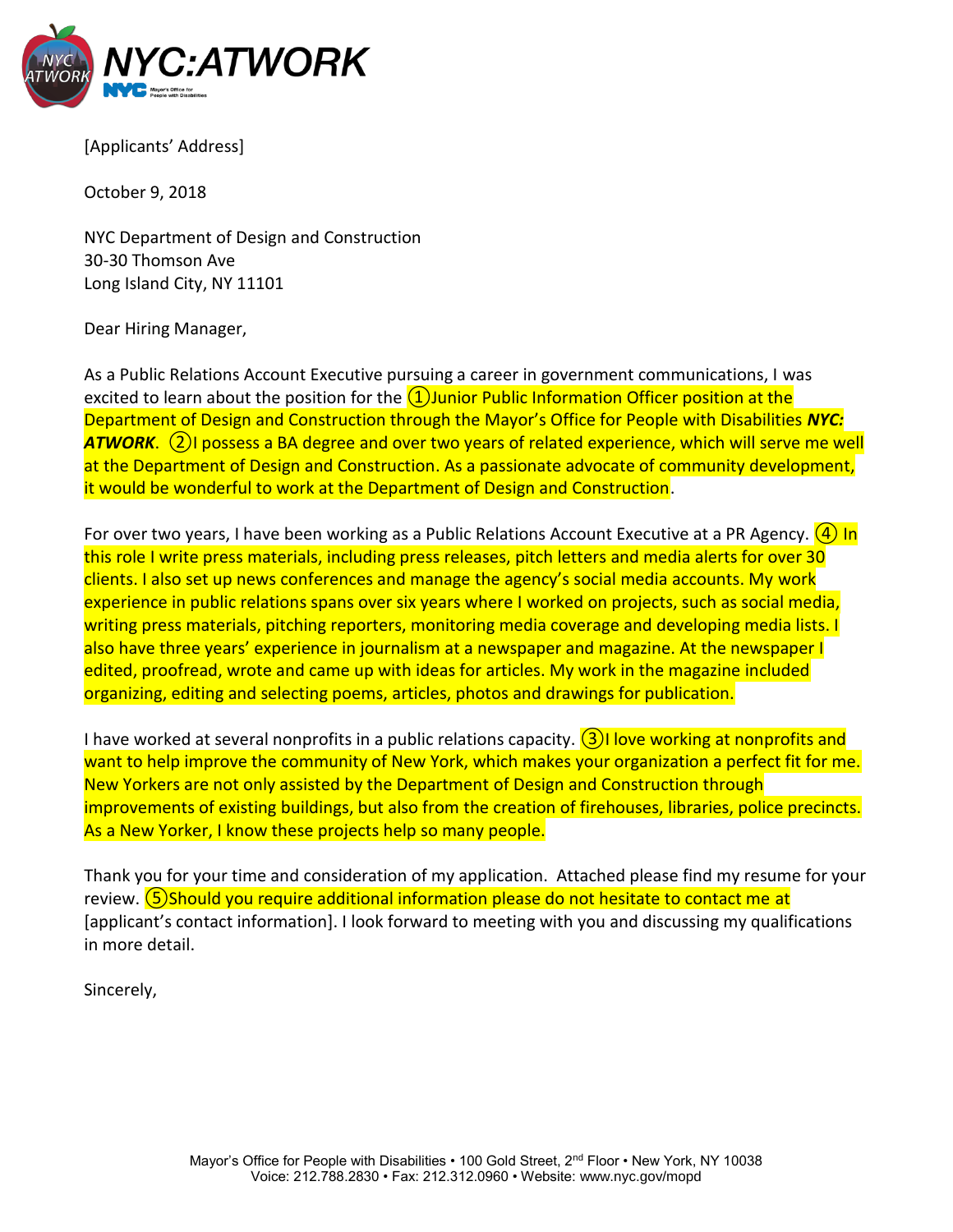**NYC:ATWORK**

[Applicants' Address]

October 9, 2018

NYC Department of Design and Construction
30-30 Thomson Ave
Long Island City, NY 11101

Dear Hiring Manager,

As a Public Relations Account Executive pursuing a career in government communications, I was excited to learn about the position for the ①Junior Public Information Officer position at the Department of Design and Construction through the Mayor's Office for People with Disabilities ***NYC: ATWORK***. ②I possess a BA degree and over two years of related experience, which will serve me well at the Department of Design and Construction. As a passionate advocate of community development, it would be wonderful to work at the Department of Design and Construction.

For over two years, I have been working as a Public Relations Account Executive at a PR Agency. ④ In this role I write press materials, including press releases, pitch letters and media alerts for over 30 clients. I also set up news conferences and manage the agency's social media accounts. My work experience in public relations spans over six years where I worked on projects, such as social media, writing press materials, pitching reporters, monitoring media coverage and developing media lists. I also have three years' experience in journalism at a newspaper and magazine. At the newspaper I edited, proofread, wrote and came up with ideas for articles. My work in the magazine included organizing, editing and selecting poems, articles, photos and drawings for publication.

I have worked at several nonprofits in a public relations capacity. ③I love working at nonprofits and want to help improve the community of New York, which makes your organization a perfect fit for me. New Yorkers are not only assisted by the Department of Design and Construction through improvements of existing buildings, but also from the creation of firehouses, libraries, police precincts. As a New Yorker, I know these projects help so many people.

Thank you for your time and consideration of my application. Attached please find my resume for your review. ⑤Should you require additional information please do not hesitate to contact me at [applicant's contact information]. I look forward to meeting with you and discussing my qualifications in more detail.

Sincerely,

Mayor's Office for People with Disabilities • 100 Gold Street, 2nd Floor • New York, NY 10038
Voice: 212.788.2830 • Fax: 212.312.0960 • Website: www.nyc.gov/mopd